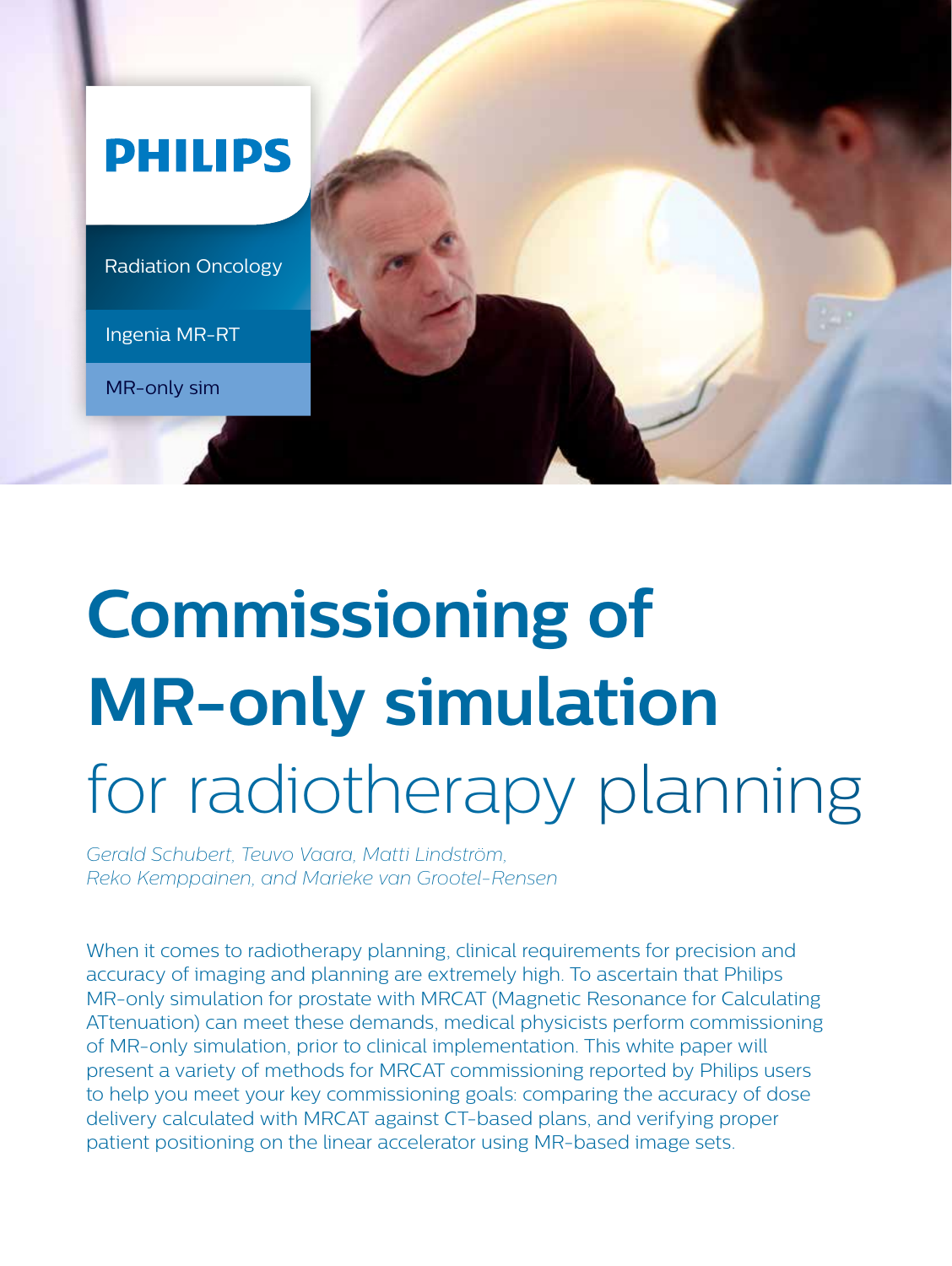PHILIPS

Radiation Oncology

Ingenia MR-RT

MR-only sim

# Commissioning of MR-only simulation for radiotherapy planning

*Gerald Schubert, Teuvo Vaara, Matti Lindström, Reko Kemppainen, and Marieke van Grootel-Rensen*

When it comes to radiotherapy planning, clinical requirements for precision and accuracy of imaging and planning are extremely high. To ascertain that Philips MR-only simulation for prostate with MRCAT (Magnetic Resonance for Calculating ATtenuation) can meet these demands, medical physicists perform commissioning of MR-only simulation, prior to clinical implementation. This white paper will present a variety of methods for MRCAT commissioning reported by Philips users to help you meet your key commissioning goals: comparing the accuracy of dose delivery calculated with MRCAT against CT-based plans, and verifying proper patient positioning on the linear accelerator using MR-based image sets.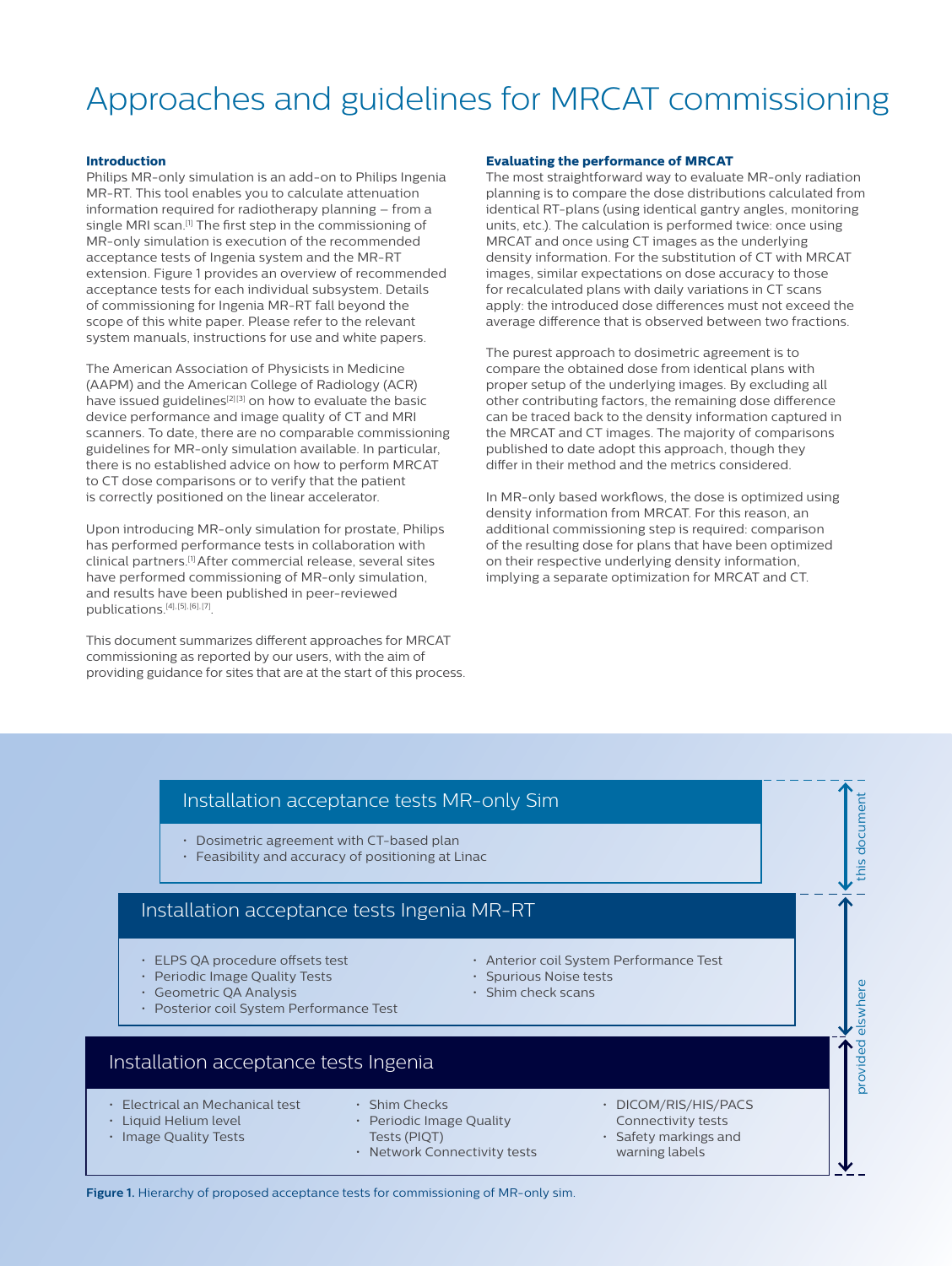# Approaches and guidelines for MRCAT commissioning

### Introduction

Philips MR-only simulation is an add-on to Philips Ingenia MR-RT. This tool enables you to calculate attenuation information required for radiotherapy planning – from a single MRI scan.[1] The first step in the commissioning of MR-only simulation is execution of the recommended acceptance tests of Ingenia system and the MR-RT extension. Figure 1 provides an overview of recommended acceptance tests for each individual subsystem. Details of commissioning for Ingenia MR-RT fall beyond the scope of this white paper. Please refer to the relevant system manuals, instructions for use and white papers.

The American Association of Physicists in Medicine (AAPM) and the American College of Radiology (ACR) have issued guidelines[2][3] on how to evaluate the basic device performance and image quality of CT and MRI scanners. To date, there are no comparable commissioning guidelines for MR-only simulation available. In particular, there is no established advice on how to perform MRCAT to CT dose comparisons or to verify that the patient is correctly positioned on the linear accelerator.

Upon introducing MR-only simulation for prostate, Philips has performed performance tests in collaboration with clinical partners.[1] After commercial release, several sites have performed commissioning of MR-only simulation, and results have been published in peer-reviewed publications.[4],[5],[6],[7].

This document summarizes different approaches for MRCAT commissioning as reported by our users, with the aim of providing guidance for sites that are at the start of this process.

### Evaluating the performance of MRCAT

The most straightforward way to evaluate MR-only radiation planning is to compare the dose distributions calculated from identical RT-plans (using identical gantry angles, monitoring units, etc.). The calculation is performed twice: once using MRCAT and once using CT images as the underlying density information. For the substitution of CT with MRCAT images, similar expectations on dose accuracy to those for recalculated plans with daily variations in CT scans apply: the introduced dose differences must not exceed the average difference that is observed between two fractions.

The purest approach to dosimetric agreement is to compare the obtained dose from identical plans with proper setup of the underlying images. By excluding all other contributing factors, the remaining dose difference can be traced back to the density information captured in the MRCAT and CT images. The majority of comparisons published to date adopt this approach, though they differ in their method and the metrics considered.

In MR-only based workflows, the dose is optimized using density information from MRCAT. For this reason, an additional commissioning step is required: comparison of the resulting dose for plans that have been optimized on their respective underlying density information, implying a separate optimization for MRCAT and CT.

**Installation acceptance tests MR-only Sim** (this document)

- Dosimetric agreement with CT-based plan
- Feasibility and accuracy of positioning at Linac

**Installation acceptance tests Ingenia MR-RT** (provided elswhere)

- ELPS QA procedure offsets test
- Periodic Image Quality Tests
- Geometric QA Analysis
- Posterior coil System Performance Test
- Anterior coil System Performance Test
- Spurious Noise tests
- Shim check scans

**Installation acceptance tests Ingenia** (provided elswhere)

- Electrical an Mechanical test
- Liquid Helium level
- Image Quality Tests
- Shim Checks
- Periodic Image Quality Tests (PIQT)
- Network Connectivity tests
- DICOM/RIS/HIS/PACS Connectivity tests
- Safety markings and warning labels

**Figure 1.** Hierarchy of proposed acceptance tests for commissioning of MR-only sim.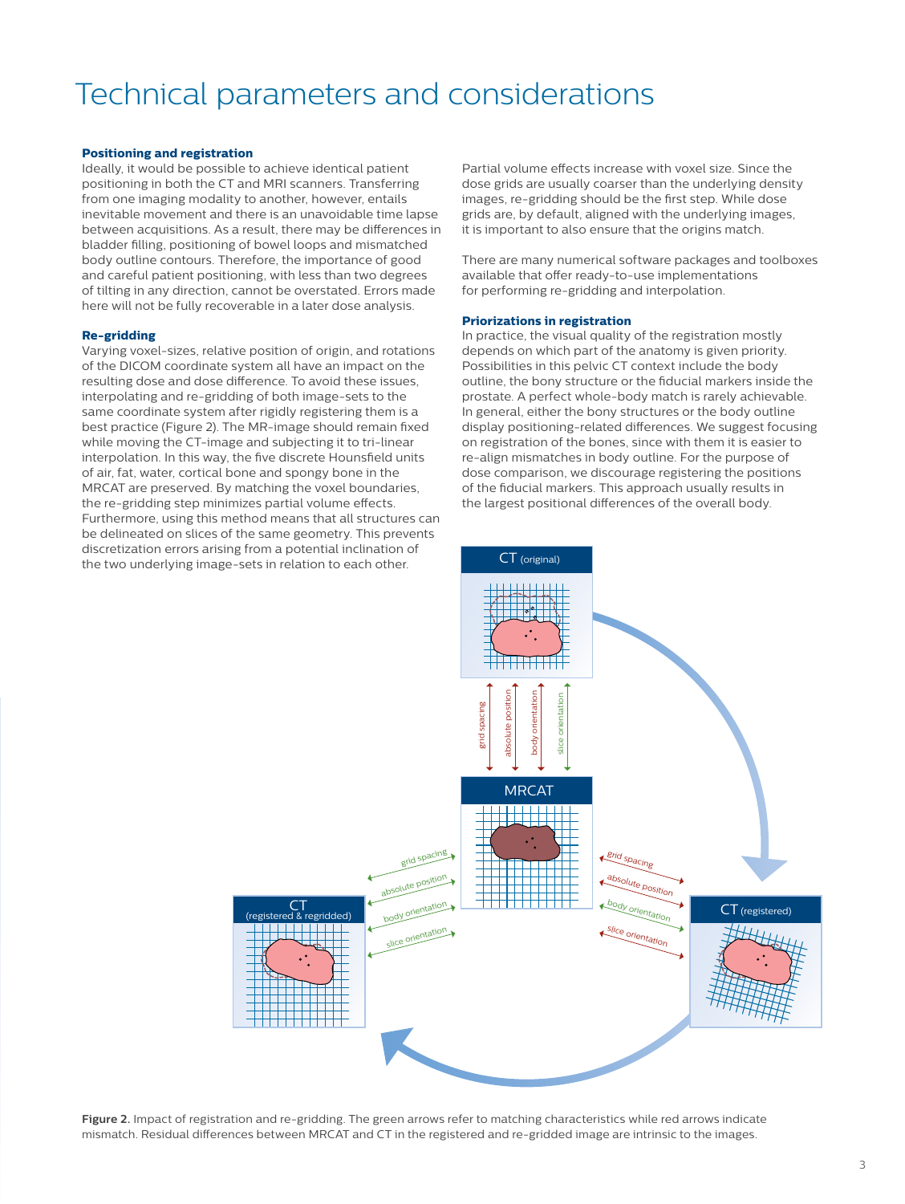# Technical parameters and considerations

**Positioning and registration**

Ideally, it would be possible to achieve identical patient positioning in both the CT and MRI scanners. Transferring from one imaging modality to another, however, entails inevitable movement and there is an unavoidable time lapse between acquisitions. As a result, there may be differences in bladder filling, positioning of bowel loops and mismatched body outline contours. Therefore, the importance of good and careful patient positioning, with less than two degrees of tilting in any direction, cannot be overstated. Errors made here will not be fully recoverable in a later dose analysis.

**Re-gridding**

Varying voxel-sizes, relative position of origin, and rotations of the DICOM coordinate system all have an impact on the resulting dose and dose difference. To avoid these issues, interpolating and re-gridding of both image-sets to the same coordinate system after rigidly registering them is a best practice (Figure 2). The MR-image should remain fixed while moving the CT-image and subjecting it to tri-linear interpolation. In this way, the five discrete Hounsfield units of air, fat, water, cortical bone and spongy bone in the MRCAT are preserved. By matching the voxel boundaries, the re-gridding step minimizes partial volume effects. Furthermore, using this method means that all structures can be delineated on slices of the same geometry. This prevents discretization errors arising from a potential inclination of the two underlying image-sets in relation to each other.

Partial volume effects increase with voxel size. Since the dose grids are usually coarser than the underlying density images, re-gridding should be the first step. While dose grids are, by default, aligned with the underlying images, it is important to also ensure that the origins match.

There are many numerical software packages and toolboxes available that offer ready-to-use implementations for performing re-gridding and interpolation.

**Priorizations in registration**

In practice, the visual quality of the registration mostly depends on which part of the anatomy is given priority. Possibilities in this pelvic CT context include the body outline, the bony structure or the fiducial markers inside the prostate. A perfect whole-body match is rarely achievable. In general, either the bony structures or the body outline display positioning-related differences. We suggest focusing on registration of the bones, since with them it is easier to re-align mismatches in body outline. For the purpose of dose comparison, we discourage registering the positions of the fiducial markers. This approach usually results in the largest positional differences of the overall body.

**Figure 2.** Impact of registration and re-gridding. The green arrows refer to matching characteristics while red arrows indicate mismatch. Residual differences between MRCAT and CT in the registered and re-gridded image are intrinsic to the images.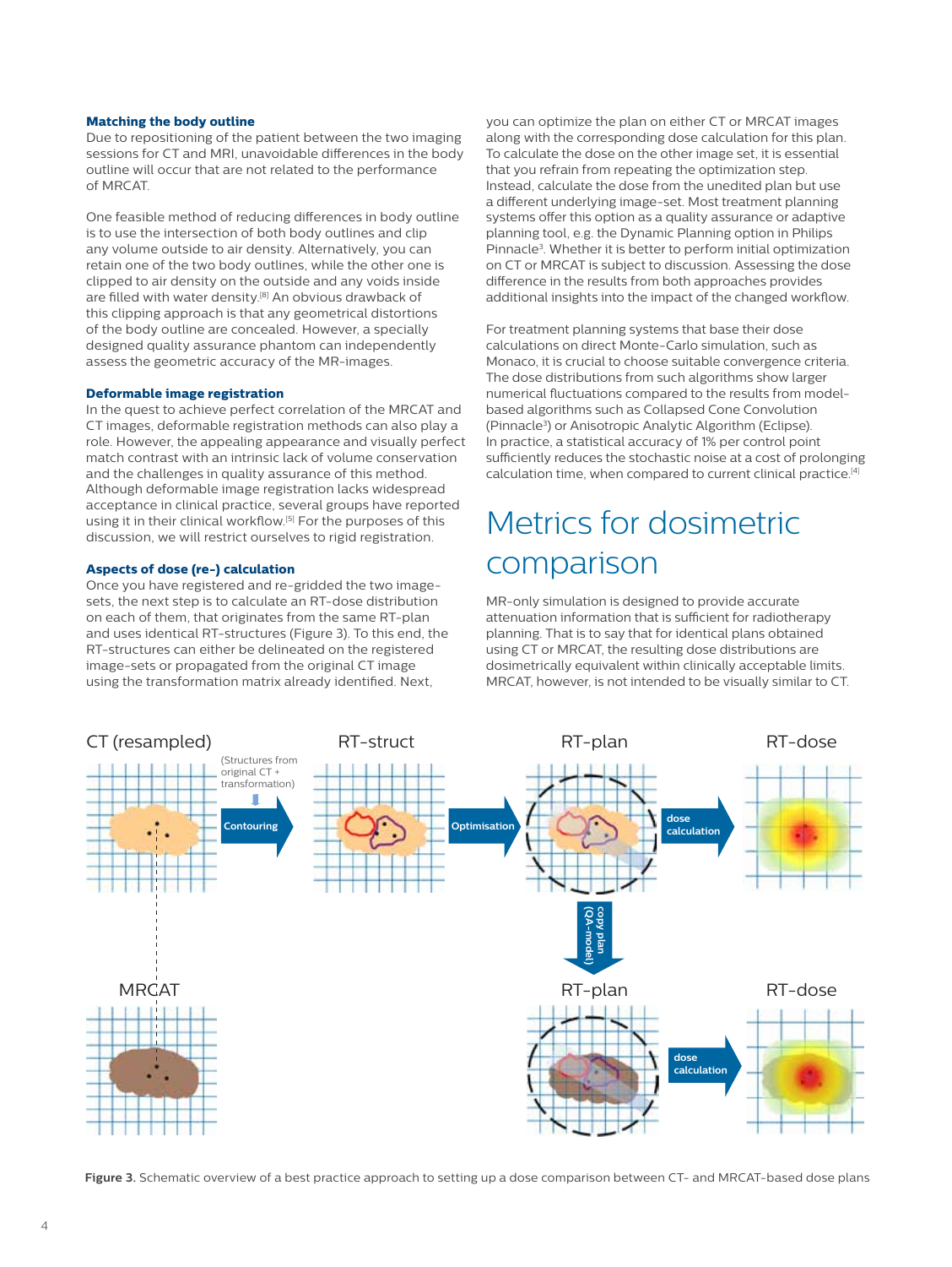### Matching the body outline

Due to repositioning of the patient between the two imaging sessions for CT and MRI, unavoidable differences in the body outline will occur that are not related to the performance of MRCAT.

One feasible method of reducing differences in body outline is to use the intersection of both body outlines and clip any volume outside to air density. Alternatively, you can retain one of the two body outlines, while the other one is clipped to air density on the outside and any voids inside are filled with water density.[8] An obvious drawback of this clipping approach is that any geometrical distortions of the body outline are concealed. However, a specially designed quality assurance phantom can independently assess the geometric accuracy of the MR-images.

### Deformable image registration

In the quest to achieve perfect correlation of the MRCAT and CT images, deformable registration methods can also play a role. However, the appealing appearance and visually perfect match contrast with an intrinsic lack of volume conservation and the challenges in quality assurance of this method. Although deformable image registration lacks widespread acceptance in clinical practice, several groups have reported using it in their clinical workflow.[5] For the purposes of this discussion, we will restrict ourselves to rigid registration.

### Aspects of dose (re-) calculation

Once you have registered and re-gridded the two image-sets, the next step is to calculate an RT-dose distribution on each of them, that originates from the same RT-plan and uses identical RT-structures (Figure 3). To this end, the RT-structures can either be delineated on the registered image-sets or propagated from the original CT image using the transformation matrix already identified. Next, you can optimize the plan on either CT or MRCAT images along with the corresponding dose calculation for this plan. To calculate the dose on the other image set, it is essential that you refrain from repeating the optimization step. Instead, calculate the dose from the unedited plan but use a different underlying image-set. Most treatment planning systems offer this option as a quality assurance or adaptive planning tool, e.g. the Dynamic Planning option in Philips Pinnacle[3]. Whether it is better to perform initial optimization on CT or MRCAT is subject to discussion. Assessing the dose difference in the results from both approaches provides additional insights into the impact of the changed workflow.

For treatment planning systems that base their dose calculations on direct Monte-Carlo simulation, such as Monaco, it is crucial to choose suitable convergence criteria. The dose distributions from such algorithms show larger numerical fluctuations compared to the results from model-based algorithms such as Collapsed Cone Convolution (Pinnacle[3]) or Anisotropic Analytic Algorithm (Eclipse). In practice, a statistical accuracy of 1% per control point sufficiently reduces the stochastic noise at a cost of prolonging calculation time, when compared to current clinical practice.[4]

## Metrics for dosimetric comparison

MR-only simulation is designed to provide accurate attenuation information that is sufficient for radiotherapy planning. That is to say that for identical plans obtained using CT or MRCAT, the resulting dose distributions are dosimetrically equivalent within clinically acceptable limits. MRCAT, however, is not intended to be visually similar to CT.

**Figure 3.** Schematic overview of a best practice approach to setting up a dose comparison between CT- and MRCAT-based dose plans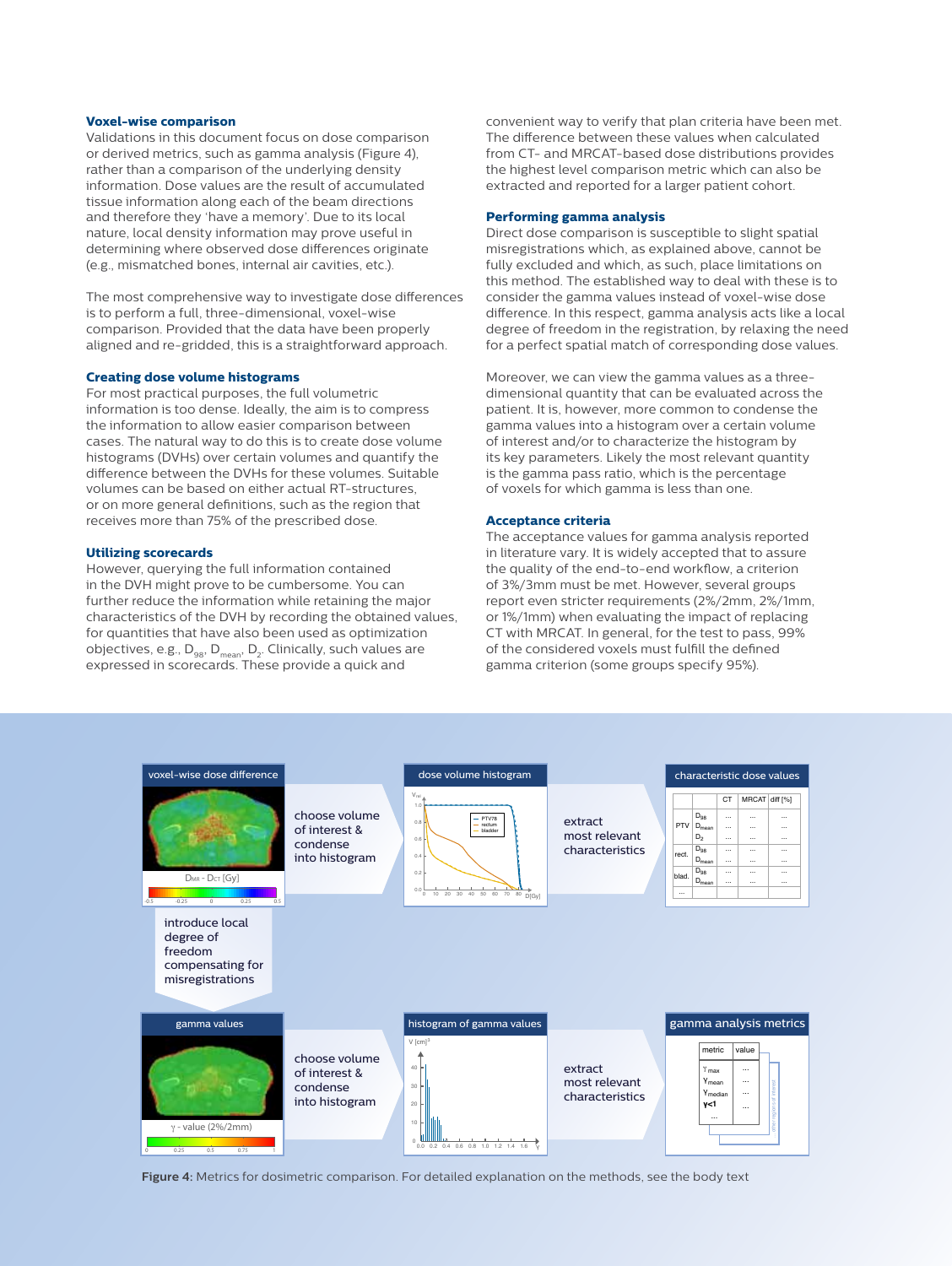### Voxel-wise comparison

Validations in this document focus on dose comparison or derived metrics, such as gamma analysis (Figure 4), rather than a comparison of the underlying density information. Dose values are the result of accumulated tissue information along each of the beam directions and therefore they 'have a memory'. Due to its local nature, local density information may prove useful in determining where observed dose differences originate (e.g., mismatched bones, internal air cavities, etc.).

The most comprehensive way to investigate dose differences is to perform a full, three-dimensional, voxel-wise comparison. Provided that the data have been properly aligned and re-gridded, this is a straightforward approach.

### Creating dose volume histograms

For most practical purposes, the full volumetric information is too dense. Ideally, the aim is to compress the information to allow easier comparison between cases. The natural way to do this is to create dose volume histograms (DVHs) over certain volumes and quantify the difference between the DVHs for these volumes. Suitable volumes can be based on either actual RT-structures, or on more general definitions, such as the region that receives more than 75% of the prescribed dose.

### Utilizing scorecards

However, querying the full information contained in the DVH might prove to be cumbersome. You can further reduce the information while retaining the major characteristics of the DVH by recording the obtained values, for quantities that have also been used as optimization objectives, e.g., $D_{98}$, $D_{mean}$, $D_2$. Clinically, such values are expressed in scorecards. These provide a quick and convenient way to verify that plan criteria have been met. The difference between these values when calculated from CT- and MRCAT-based dose distributions provides the highest level comparison metric which can also be extracted and reported for a larger patient cohort.

### Performing gamma analysis

Direct dose comparison is susceptible to slight spatial misregistrations which, as explained above, cannot be fully excluded and which, as such, place limitations on this method. The established way to deal with these is to consider the gamma values instead of voxel-wise dose difference. In this respect, gamma analysis acts like a local degree of freedom in the registration, by relaxing the need for a perfect spatial match of corresponding dose values.

Moreover, we can view the gamma values as a three-dimensional quantity that can be evaluated across the patient. It is, however, more common to condense the gamma values into a histogram over a certain volume of interest and/or to characterize the histogram by its key parameters. Likely the most relevant quantity is the gamma pass ratio, which is the percentage of voxels for which gamma is less than one.

### Acceptance criteria

The acceptance values for gamma analysis reported in literature vary. It is widely accepted that to assure the quality of the end-to-end workflow, a criterion of 3%/3mm must be met. However, several groups report even stricter requirements (2%/2mm, 2%/1mm, or 1%/1mm) when evaluating the impact of replacing CT with MRCAT. In general, for the test to pass, 99% of the considered voxels must fulfill the defined gamma criterion (some groups specify 95%).

**Figure 4:** Metrics for dosimetric comparison. For detailed explanation on the methods, see the body text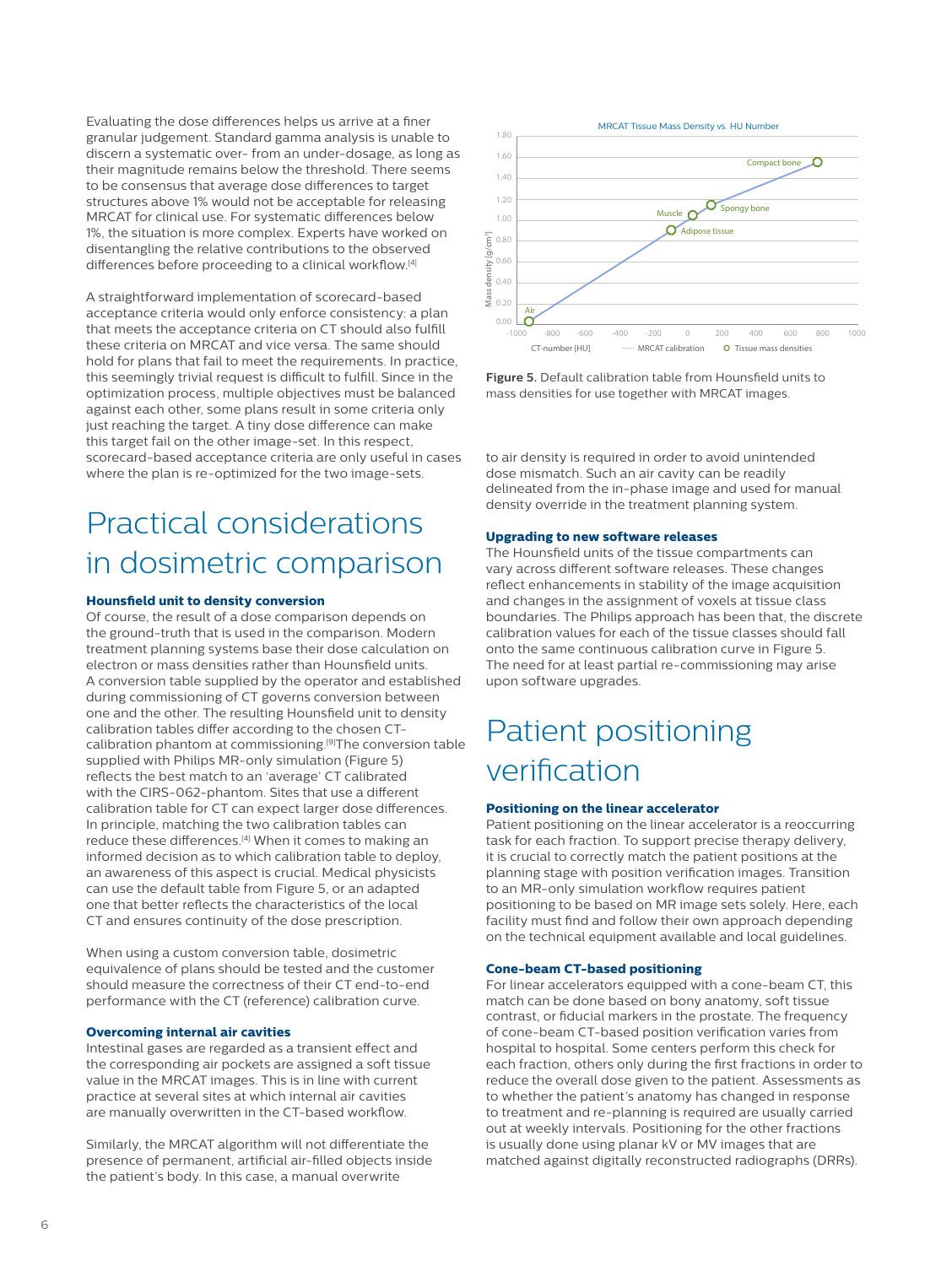Evaluating the dose differences helps us arrive at a finer granular judgement. Standard gamma analysis is unable to discern a systematic over- from an under-dosage, as long as their magnitude remains below the threshold. There seems to be consensus that average dose differences to target structures above 1% would not be acceptable for releasing MRCAT for clinical use. For systematic differences below 1%, the situation is more complex. Experts have worked on disentangling the relative contributions to the observed differences before proceeding to a clinical workflow.[4]

A straightforward implementation of scorecard-based acceptance criteria would only enforce consistency: a plan that meets the acceptance criteria on CT should also fulfill these criteria on MRCAT and vice versa. The same should hold for plans that fail to meet the requirements. In practice, this seemingly trivial request is difficult to fulfill. Since in the optimization process, multiple objectives must be balanced against each other, some plans result in some criteria only just reaching the target. A tiny dose difference can make this target fail on the other image-set. In this respect, scorecard-based acceptance criteria are only useful in cases where the plan is re-optimized for the two image-sets.

# Practical considerations in dosimetric comparison

### Hounsfield unit to density conversion

Of course, the result of a dose comparison depends on the ground-truth that is used in the comparison. Modern treatment planning systems base their dose calculation on electron or mass densities rather than Hounsfield units. A conversion table supplied by the operator and established during commissioning of CT governs conversion between one and the other. The resulting Hounsfield unit to density calibration tables differ according to the chosen CT-calibration phantom at commissioning.[9] The conversion table supplied with Philips MR-only simulation (Figure 5) reflects the best match to an 'average' CT calibrated with the CIRS-062-phantom. Sites that use a different calibration table for CT can expect larger dose differences. In principle, matching the two calibration tables can reduce these differences.[4] When it comes to making an informed decision as to which calibration table to deploy, an awareness of this aspect is crucial. Medical physicists can use the default table from Figure 5, or an adapted one that better reflects the characteristics of the local CT and ensures continuity of the dose prescription.

When using a custom conversion table, dosimetric equivalence of plans should be tested and the customer should measure the correctness of their CT end-to-end performance with the CT (reference) calibration curve.

### Overcoming internal air cavities

Intestinal gases are regarded as a transient effect and the corresponding air pockets are assigned a soft tissue value in the MRCAT images. This is in line with current practice at several sites at which internal air cavities are manually overwritten in the CT-based workflow.

Similarly, the MRCAT algorithm will not differentiate the presence of permanent, artificial air-filled objects inside the patient's body. In this case, a manual overwrite to air density is required in order to avoid unintended dose mismatch. Such an air cavity can be readily delineated from the in-phase image and used for manual density override in the treatment planning system.

**Figure 5.** Default calibration table from Hounsfield units to mass densities for use together with MRCAT images.

### Upgrading to new software releases

The Hounsfield units of the tissue compartments can vary across different software releases. These changes reflect enhancements in stability of the image acquisition and changes in the assignment of voxels at tissue class boundaries. The Philips approach has been that, the discrete calibration values for each of the tissue classes should fall onto the same continuous calibration curve in Figure 5. The need for at least partial re-commissioning may arise upon software upgrades.

# Patient positioning verification

### Positioning on the linear accelerator

Patient positioning on the linear accelerator is a reoccurring task for each fraction. To support precise therapy delivery, it is crucial to correctly match the patient positions at the planning stage with position verification images. Transition to an MR-only simulation workflow requires patient positioning to be based on MR image sets solely. Here, each facility must find and follow their own approach depending on the technical equipment available and local guidelines.

### Cone-beam CT-based positioning

For linear accelerators equipped with a cone-beam CT, this match can be done based on bony anatomy, soft tissue contrast, or fiducial markers in the prostate. The frequency of cone-beam CT-based position verification varies from hospital to hospital. Some centers perform this check for each fraction, others only during the first fractions in order to reduce the overall dose given to the patient. Assessments as to whether the patient's anatomy has changed in response to treatment and re-planning is required are usually carried out at weekly intervals. Positioning for the other fractions is usually done using planar kV or MV images that are matched against digitally reconstructed radiographs (DRRs).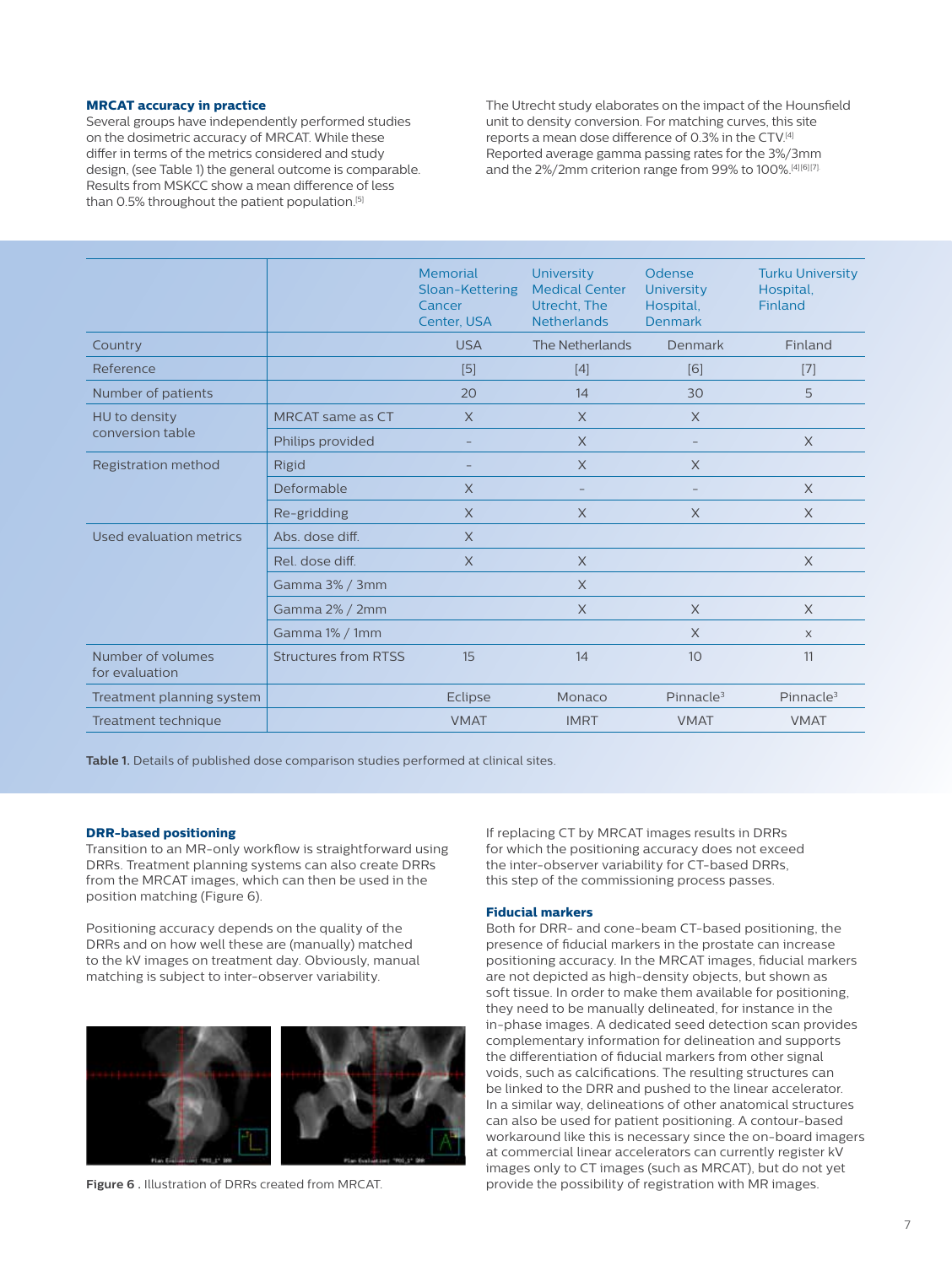### MRCAT accuracy in practice

Several groups have independently performed studies on the dosimetric accuracy of MRCAT. While these differ in terms of the metrics considered and study design, (see Table 1) the general outcome is comparable. Results from MSKCC show a mean difference of less than 0.5% throughout the patient population.[5]

The Utrecht study elaborates on the impact of the Hounsfield unit to density conversion. For matching curves, this site reports a mean dose difference of 0.3% in the CTV.[4] Reported average gamma passing rates for the 3%/3mm and the 2%/2mm criterion range from 99% to 100%.[4][6][7]

| | | Memorial Sloan-Kettering Cancer Center, USA | University Medical Center Utrecht, The Netherlands | Odense University Hospital, Denmark | Turku University Hospital, Finland |
|---|---|---|---|---|---|
| Country | | USA | The Netherlands | Denmark | Finland |
| Reference | | [5] | [4] | [6] | [7] |
| Number of patients | | 20 | 14 | 30 | 5 |
| HU to density conversion table | MRCAT same as CT | X | X | X | |
| | Philips provided | – | X | – | X |
| Registration method | Rigid | – | X | X | |
| | Deformable | X | – | – | X |
| | Re-gridding | X | X | X | X |
| Used evaluation metrics | Abs. dose diff. | X | | | |
| | Rel. dose diff. | X | X | | X |
| | Gamma 3% / 3mm | | X | | |
| | Gamma 2% / 2mm | | X | X | X |
| | Gamma 1% / 1mm | | | X | x |
| Number of volumes for evaluation | Structures from RTSS | 15 | 14 | 10 | 11 |
| Treatment planning system | | Eclipse | Monaco | Pinnacle³ | Pinnacle³ |
| Treatment technique | | VMAT | IMRT | VMAT | VMAT |

**Table 1.** Details of published dose comparison studies performed at clinical sites.

### DRR-based positioning

Transition to an MR-only workflow is straightforward using DRRs. Treatment planning systems can also create DRRs from the MRCAT images, which can then be used in the position matching (Figure 6).

Positioning accuracy depends on the quality of the DRRs and on how well these are (manually) matched to the kV images on treatment day. Obviously, manual matching is subject to inter-observer variability.

**Figure 6 .** Illustration of DRRs created from MRCAT.

If replacing CT by MRCAT images results in DRRs for which the positioning accuracy does not exceed the inter-observer variability for CT-based DRRs, this step of the commissioning process passes.

### Fiducial markers

Both for DRR- and cone-beam CT-based positioning, the presence of fiducial markers in the prostate can increase positioning accuracy. In the MRCAT images, fiducial markers are not depicted as high-density objects, but shown as soft tissue. In order to make them available for positioning, they need to be manually delineated, for instance in the in-phase images. A dedicated seed detection scan provides complementary information for delineation and supports the differentiation of fiducial markers from other signal voids, such as calcifications. The resulting structures can be linked to the DRR and pushed to the linear accelerator. In a similar way, delineations of other anatomical structures can also be used for patient positioning. A contour-based workaround like this is necessary since the on-board imagers at commercial linear accelerators can currently register kV images only to CT images (such as MRCAT), but do not yet provide the possibility of registration with MR images.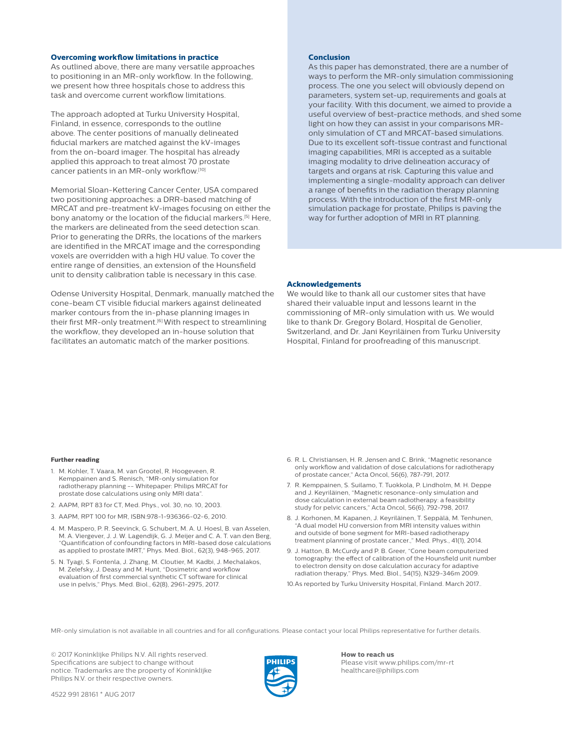### Overcoming workflow limitations in practice

As outlined above, there are many versatile approaches to positioning in an MR-only workflow. In the following, we present how three hospitals chose to address this task and overcome current workflow limitations.

The approach adopted at Turku University Hospital, Finland, in essence, corresponds to the outline above. The center positions of manually delineated fiducial markers are matched against the kV-images from the on-board imager. The hospital has already applied this approach to treat almost 70 prostate cancer patients in an MR-only workflow.[10]

Memorial Sloan-Kettering Cancer Center, USA compared two positioning approaches: a DRR-based matching of MRCAT and pre-treatment kV-images focusing on either the bony anatomy or the location of the fiducial markers.[5] Here, the markers are delineated from the seed detection scan. Prior to generating the DRRs, the locations of the markers are identified in the MRCAT image and the corresponding voxels are overridden with a high HU value. To cover the entire range of densities, an extension of the Hounsfield unit to density calibration table is necessary in this case.

Odense University Hospital, Denmark, manually matched the cone-beam CT visible fiducial markers against delineated marker contours from the in-phase planning images in their first MR-only treatment.[6] With respect to streamlining the workflow, they developed an in-house solution that facilitates an automatic match of the marker positions.

### Conclusion

As this paper has demonstrated, there are a number of ways to perform the MR-only simulation commissioning process. The one you select will obviously depend on parameters, system set-up, requirements and goals at your facility. With this document, we aimed to provide a useful overview of best-practice methods, and shed some light on how they can assist in your comparisons MR-only simulation of CT and MRCAT-based simulations. Due to its excellent soft-tissue contrast and functional imaging capabilities, MRI is accepted as a suitable imaging modality to drive delineation accuracy of targets and organs at risk. Capturing this value and implementing a single-modality approach can deliver a range of benefits in the radiation therapy planning process. With the introduction of the first MR-only simulation package for prostate, Philips is paving the way for further adoption of MRI in RT planning.

### Acknowledgements

We would like to thank all our customer sites that have shared their valuable input and lessons learnt in the commissioning of MR-only simulation with us. We would like to thank Dr. Gregory Bolard, Hospital de Genolier, Switzerland, and Dr. Jani Keyriläinen from Turku University Hospital, Finland for proofreading of this manuscript.

#### Further reading

1. M. Kohler, T. Vaara, M. van Grootel, R. Hoogeveen, R. Kemppainen and S. Renisch, "MR-only simulation for radiotherapy planning -- Whitepaper: Philips MRCAT for prostate dose calculations using only MRI data".
2. AAPM, RPT 83 for CT, Med. Phys., vol. 30, no. 10, 2003.
3. AAPM, RPT 100 for MR, ISBN:978-1-936366-02-6, 2010.
4. M. Maspero, P. R. Seevinck, G. Schubert, M. A. U. Hoesl, B. van Asselen, M. A. Viergever, J. J. W. Lagendijk, G. J. Meijer and C. A. T. van den Berg, "Quantification of confounding factors in MRI-based dose calculations as applied to prostate IMRT," Phys. Med. Biol., 62(3), 948-965, 2017.
5. N. Tyagi, S. Fontenla, J. Zhang, M. Cloutier, M. Kadbi, J. Mechalakos, M. Zelefsky, J. Deasy and M. Hunt, "Dosimetric and workflow evaluation of first commercial synthetic CT software for clinical use in pelvis," Phys. Med. Biol., 62(8), 2961-2975, 2017.
6. R. L. Christiansen, H. R. Jensen and C. Brink, "Magnetic resonance only workflow and validation of dose calculations for radiotherapy of prostate cancer," Acta Oncol, 56(6), 787-791, 2017.
7. R. Kemppainen, S. Suilamo, T. Tuokkola, P. Lindholm, M. H. Deppe and J. Keyriläinen, "Magnetic resonance-only simulation and dose calculation in external beam radiotherapy: a feasibility study for pelvic cancers," Acta Oncol, 56(6), 792-798, 2017.
8. J. Korhonen, M. Kapanen, J. Keyriläinen, T. Seppälä, M. Tenhunen, "A dual model HU conversion from MRI intensity values within and outside of bone segment for MRI-based radiotherapy treatment planning of prostate cancer.," Med. Phys., 41(1), 2014.
9. J. Hatton, B. McCurdy and P. B. Greer, "Cone beam computerized tomography: the effect of calibration of the Hounsfield unit number to electron density on dose calculation accuracy for adaptive radiation therapy," Phys. Med. Biol., 54(15), N329-346m 2009.
10. As reported by Turku University Hospital, Finland. March 2017..

MR-only simulation is not available in all countries and for all configurations. Please contact your local Philips representative for further details.

© 2017 Koninklijke Philips N.V. All rights reserved. Specifications are subject to change without notice. Trademarks are the property of Koninklijke Philips N.V. or their respective owners.

4522 991 28161 * AUG 2017

**How to reach us**
Please visit www.philips.com/mr-rt
healthcare@philips.com